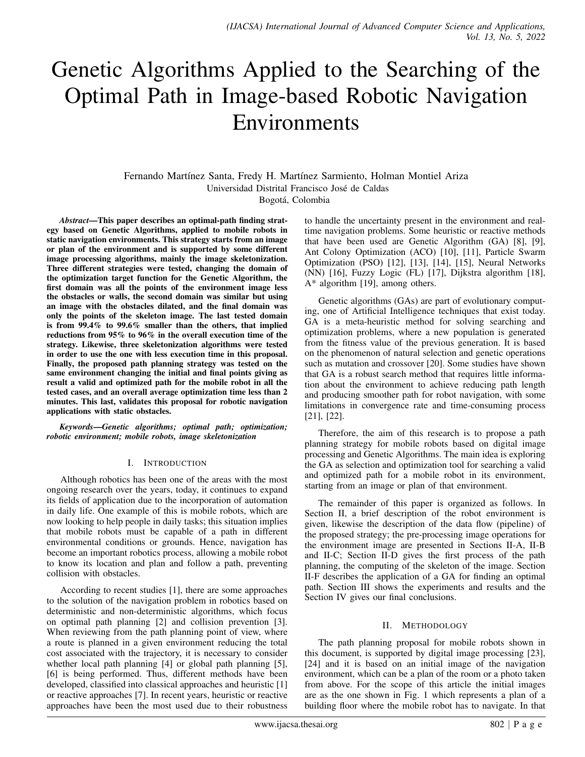# Genetic Algorithms Applied to the Searching of the Optimal Path in Image-based Robotic Navigation Environments

Fernando Martínez Santa, Fredy H. Martínez Sarmiento, Holman Montiel Ariza
Universidad Distrital Francisco José de Caldas
Bogotá, Colombia

***Abstract*—This paper describes an optimal-path finding strategy based on Genetic Algorithms, applied to mobile robots in static navigation environments. This strategy starts from an image or plan of the environment and is supported by some different image processing algorithms, mainly the image skeletonization. Three different strategies were tested, changing the domain of the optimization target function for the Genetic Algorithm, the first domain was all the points of the environment image less the obstacles or walls, the second domain was similar but using an image with the obstacles dilated, and the final domain was only the points of the skeleton image. The last tested domain is from 99.4% to 99.6% smaller than the others, that implied reductions from 95% to 96% in the overall execution time of the strategy. Likewise, three skeletonization algorithms were tested in order to use the one with less execution time in this proposal. Finally, the proposed path planning strategy was tested on the same environment changing the initial and final points giving as result a valid and optimized path for the mobile robot in all the tested cases, and an overall average optimization time less than 2 minutes. This last, validates this proposal for robotic navigation applications with static obstacles.**

***Keywords*—*Genetic algorithms; optimal path; optimization; robotic environment; mobile robots, image skeletonization***

## I. Introduction

Although robotics has been one of the areas with the most ongoing research over the years, today, it continues to expand its fields of application due to the incorporation of automation in daily life. One example of this is mobile robots, which are now looking to help people in daily tasks; this situation implies that mobile robots must be capable of a path in different environmental conditions or grounds. Hence, navigation has become an important robotics process, allowing a mobile robot to know its location and plan and follow a path, preventing collision with obstacles.

According to recent studies [1], there are some approaches to the solution of the navigation problem in robotics based on deterministic and non-deterministic algorithms, which focus on optimal path planning [2] and collision prevention [3]. When reviewing from the path planning point of view, where a route is planned in a given environment reducing the total cost associated with the trajectory, it is necessary to consider whether local path planning [4] or global path planning [5], [6] is being performed. Thus, different methods have been developed, classified into classical approaches and heuristic [1] or reactive approaches [7]. In recent years, heuristic or reactive approaches have been the most used due to their robustness to handle the uncertainty present in the environment and real-time navigation problems. Some heuristic or reactive methods that have been used are Genetic Algorithm (GA) [8], [9], Ant Colony Optimization (ACO) [10], [11], Particle Swarm Optimization (PSO) [12], [13], [14], [15], Neural Networks (NN) [16], Fuzzy Logic (FL) [17], Dijkstra algorithm [18], A* algorithm [19], among others.

Genetic algorithms (GAs) are part of evolutionary computing, one of Artificial Intelligence techniques that exist today. GA is a meta-heuristic method for solving searching and optimization problems, where a new population is generated from the fitness value of the previous generation. It is based on the phenomenon of natural selection and genetic operations such as mutation and crossover [20]. Some studies have shown that GA is a robust search method that requires little information about the environment to achieve reducing path length and producing smoother path for robot navigation, with some limitations in convergence rate and time-consuming process [21], [22].

Therefore, the aim of this research is to propose a path planning strategy for mobile robots based on digital image processing and Genetic Algorithms. The main idea is exploring the GA as selection and optimization tool for searching a valid and optimized path for a mobile robot in its environment, starting from an image or plan of that environment.

The remainder of this paper is organized as follows. In Section II, a brief description of the robot environment is given, likewise the description of the data flow (pipeline) of the proposed strategy; the pre-processing image operations for the environment image are presented in Sections II-A, II-B and II-C; Section II-D gives the first process of the path planning, the computing of the skeleton of the image. Section II-F describes the application of a GA for finding an optimal path. Section III shows the experiments and results and the Section IV gives our final conclusions.

## II. Methodology

The path planning proposal for mobile robots shown in this document, is supported by digital image processing [23], [24] and it is based on an initial image of the navigation environment, which can be a plan of the room or a photo taken from above. For the scope of this article the initial images are as the one shown in Fig. 1 which represents a plan of a building floor where the mobile robot has to navigate. In that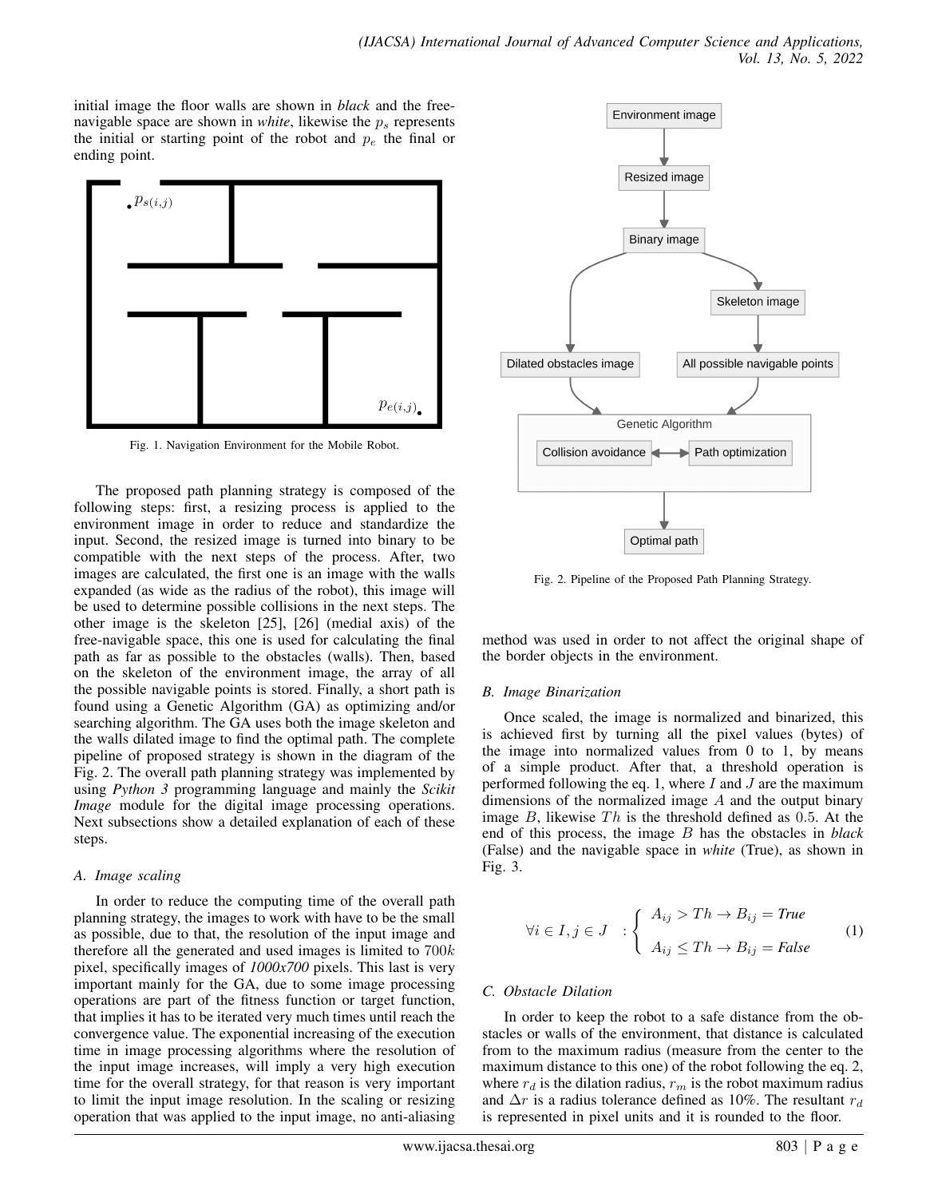initial image the floor walls are shown in *black* and the free-navigable space are shown in *white*, likewise the $p_s$ represents the initial or starting point of the robot and $p_e$ the final or ending point.

Fig. 1. Navigation Environment for the Mobile Robot.

The proposed path planning strategy is composed of the following steps: first, a resizing process is applied to the environment image in order to reduce and standardize the input. Second, the resized image is turned into binary to be compatible with the next steps of the process. After, two images are calculated, the first one is an image with the walls expanded (as wide as the radius of the robot), this image will be used to determine possible collisions in the next steps. The other image is the skeleton [25], [26] (medial axis) of the free-navigable space, this one is used for calculating the final path as far as possible to the obstacles (walls). Then, based on the skeleton of the environment image, the array of all the possible navigable points is stored. Finally, a short path is found using a Genetic Algorithm (GA) as optimizing and/or searching algorithm. The GA uses both the image skeleton and the walls dilated image to find the optimal path. The complete pipeline of proposed strategy is shown in the diagram of the Fig. 2. The overall path planning strategy was implemented by using *Python 3* programming language and mainly the *Scikit Image* module for the digital image processing operations. Next subsections show a detailed explanation of each of these steps.

### A. Image scaling

In order to reduce the computing time of the overall path planning strategy, the images to work with have to be the small as possible, due to that, the resolution of the input image and therefore all the generated and used images is limited to $700k$ pixel, specifically images of *1000x700* pixels. This last is very important mainly for the GA, due to some image processing operations are part of the fitness function or target function, that implies it has to be iterated very much times until reach the convergence value. The exponential increasing of the execution time in image processing algorithms where the resolution of the input image increases, will imply a very high execution time for the overall strategy, for that reason is very important to limit the input image resolution. In the scaling or resizing operation that was applied to the input image, no anti-aliasing method was used in order to not affect the original shape of the border objects in the environment.

Fig. 2. Pipeline of the Proposed Path Planning Strategy.

### B. Image Binarization

Once scaled, the image is normalized and binarized, this is achieved first by turning all the pixel values (bytes) of the image into normalized values from 0 to 1, by means of a simple product. After that, a threshold operation is performed following the eq. 1, where $I$ and $J$ are the maximum dimensions of the normalized image $A$ and the output binary image $B$, likewise $Th$ is the threshold defined as $0.5$. At the end of this process, the image $B$ has the obstacles in *black* (False) and the navigable space in *white* (True), as shown in Fig. 3.

$$\forall i \in I, j \in J \quad : \begin{cases} A_{ij} > Th \rightarrow B_{ij} = \textit{True} \\ A_{ij} \leq Th \rightarrow B_{ij} = \textit{False} \end{cases} \tag{1}$$

### C. Obstacle Dilation

In order to keep the robot to a safe distance from the obstacles or walls of the environment, that distance is calculated from to the maximum radius (measure from the center to the maximum distance to this one) of the robot following the eq. 2, where $r_d$ is the dilation radius, $r_m$ is the robot maximum radius and $\Delta r$ is a radius tolerance defined as 10%. The resultant $r_d$ is represented in pixel units and it is rounded to the floor.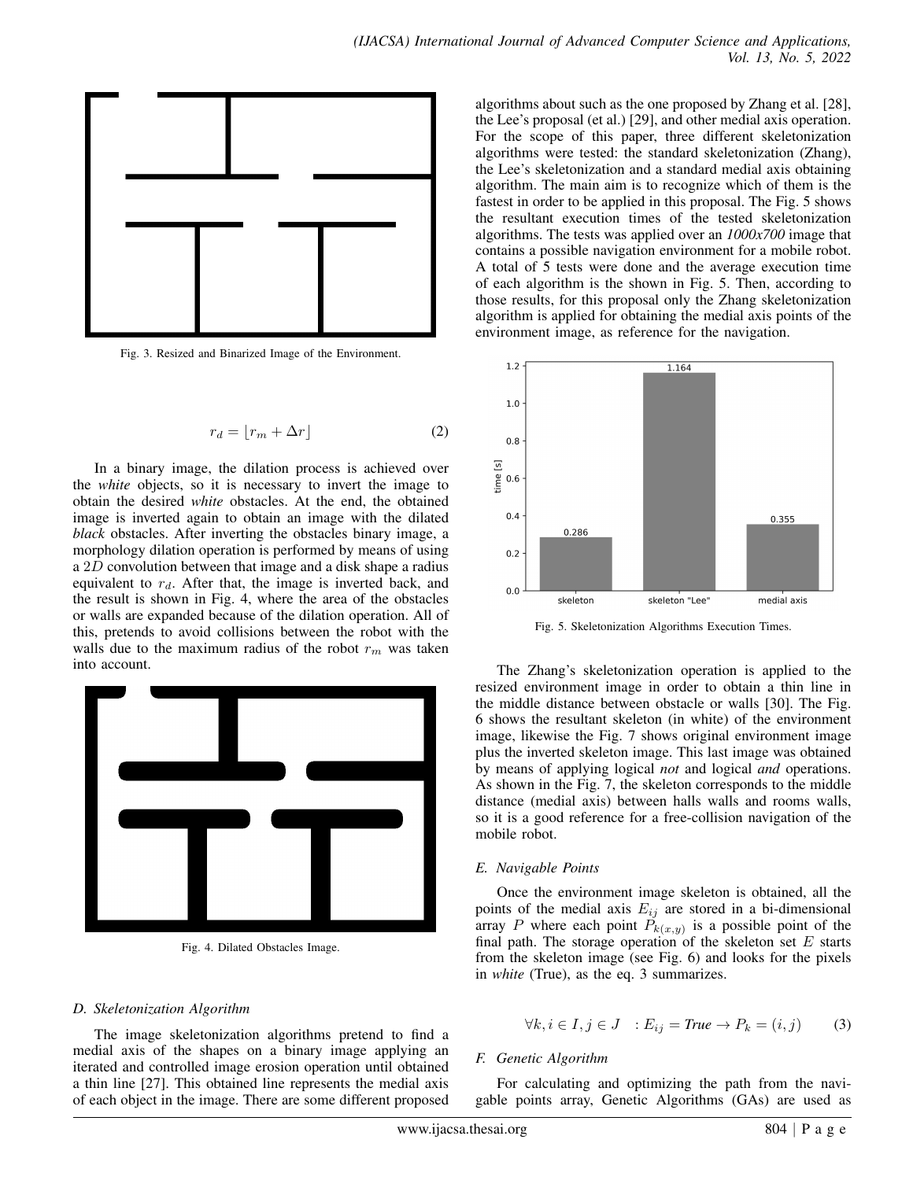Fig. 3. Resized and Binarized Image of the Environment.

$$r_d = \lfloor r_m + \Delta r \rfloor \tag{2}$$

In a binary image, the dilation process is achieved over the *white* objects, so it is necessary to invert the image to obtain the desired *white* obstacles. At the end, the obtained image is inverted again to obtain an image with the dilated *black* obstacles. After inverting the obstacles binary image, a morphology dilation operation is performed by means of using a $2D$ convolution between that image and a disk shape a radius equivalent to $r_d$. After that, the image is inverted back, and the result is shown in Fig. 4, where the area of the obstacles or walls are expanded because of the dilation operation. All of this, pretends to avoid collisions between the robot with the walls due to the maximum radius of the robot $r_m$ was taken into account.

Fig. 4. Dilated Obstacles Image.

### D. Skeletonization Algorithm

The image skeletonization algorithms pretend to find a medial axis of the shapes on a binary image applying an iterated and controlled image erosion operation until obtained a thin line [27]. This obtained line represents the medial axis of each object in the image. There are some different proposed algorithms about such as the one proposed by Zhang et al. [28], the Lee's proposal (et al.) [29], and other medial axis operation. For the scope of this paper, three different skeletonization algorithms were tested: the standard skeletonization (Zhang), the Lee's skeletonization and a standard medial axis obtaining algorithm. The main aim is to recognize which of them is the fastest in order to be applied in this proposal. The Fig. 5 shows the resultant execution times of the tested skeletonization algorithms. The tests was applied over an *1000x700* image that contains a possible navigation environment for a mobile robot. A total of 5 tests were done and the average execution time of each algorithm is the shown in Fig. 5. Then, according to those results, for this proposal only the Zhang skeletonization algorithm is applied for obtaining the medial axis points of the environment image, as reference for the navigation.

Fig. 5. Skeletonization Algorithms Execution Times.

The Zhang's skeletonization operation is applied to the resized environment image in order to obtain a thin line in the middle distance between obstacle or walls [30]. The Fig. 6 shows the resultant skeleton (in white) of the environment image, likewise the Fig. 7 shows original environment image plus the inverted skeleton image. This last image was obtained by means of applying logical *not* and logical *and* operations. As shown in the Fig. 7, the skeleton corresponds to the middle distance (medial axis) between halls walls and rooms walls, so it is a good reference for a free-collision navigation of the mobile robot.

### E. Navigable Points

Once the environment image skeleton is obtained, all the points of the medial axis $E_{ij}$ are stored in a bi-dimensional array $P$ where each point $P_{k(x,y)}$ is a possible point of the final path. The storage operation of the skeleton set $E$ starts from the skeleton image (see Fig. 6) and looks for the pixels in *white* (True), as the eq. 3 summarizes.

$$\forall k, i \in I, j \in J \quad : E_{ij} = \textit{True} \rightarrow P_k = (i, j) \tag{3}$$

### F. Genetic Algorithm

For calculating and optimizing the path from the navigable points array, Genetic Algorithms (GAs) are used as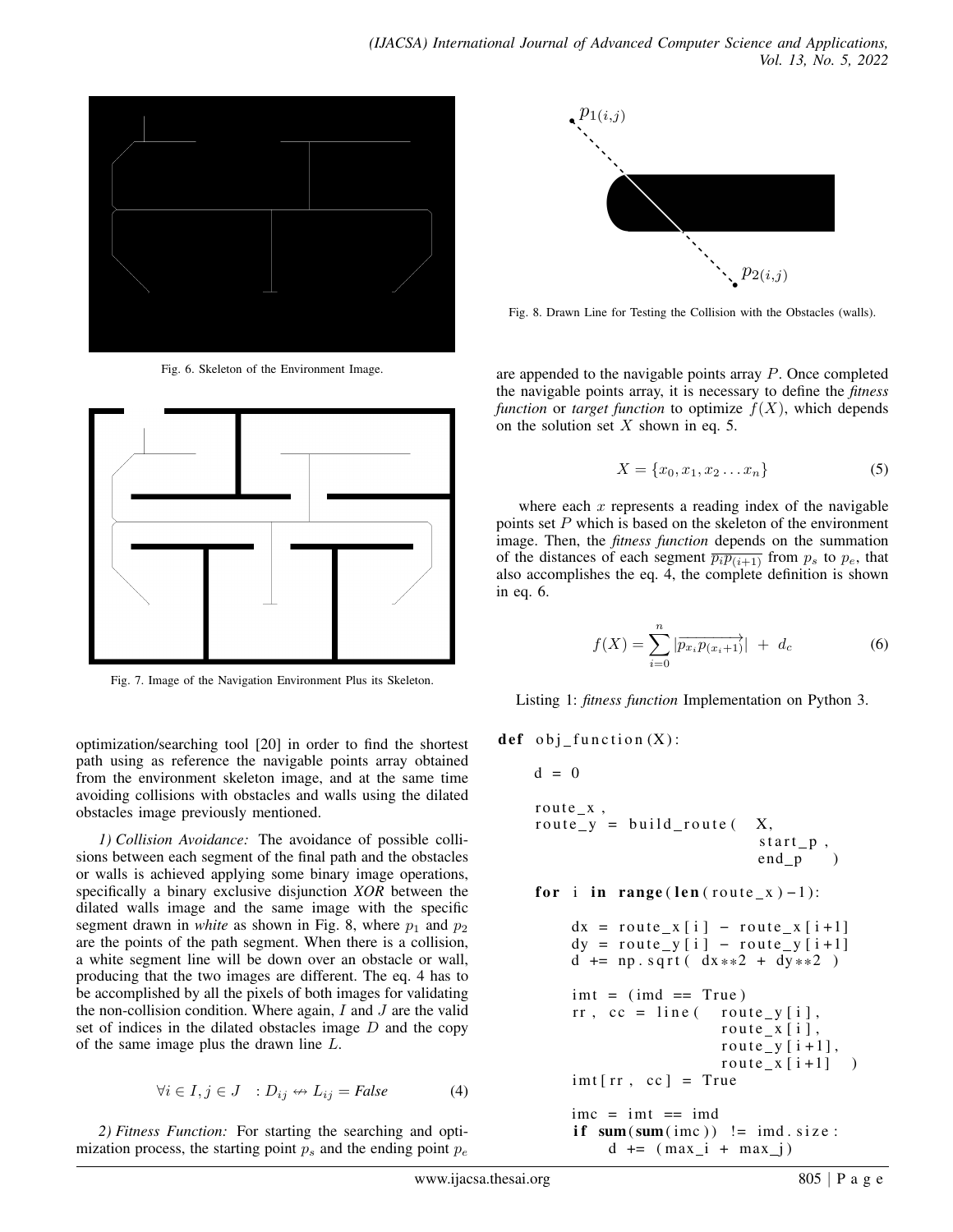Fig. 6. Skeleton of the Environment Image.

Fig. 7. Image of the Navigation Environment Plus its Skeleton.

optimization/searching tool [20] in order to find the shortest path using as reference the navigable points array obtained from the environment skeleton image, and at the same time avoiding collisions with obstacles and walls using the dilated obstacles image previously mentioned.

*1) Collision Avoidance:* The avoidance of possible collisions between each segment of the final path and the obstacles or walls is achieved applying some binary image operations, specifically a binary exclusive disjunction ***XOR*** between the dilated walls image and the same image with the specific segment drawn in *white* as shown in Fig. 8, where $p_1$ and $p_2$ are the points of the path segment. When there is a collision, a white segment line will be down over an obstacle or wall, producing that the two images are different. The eq. 4 has to be accomplished by all the pixels of both images for validating the non-collision condition. Where again, $I$ and $J$ are the valid set of indices in the dilated obstacles image $D$ and the copy of the same image plus the drawn line $L$.

$$\forall i \in I, j \in J \quad : D_{ij} \nleftrightarrow L_{ij} = \textit{False} \tag{4}$$

*2) Fitness Function:* For starting the searching and optimization process, the starting point $p_s$ and the ending point $p_e$ are appended to the navigable points array $P$. Once completed the navigable points array, it is necessary to define the *fitness function* or *target function* to optimize $f(X)$, which depends on the solution set $X$ shown in eq. 5.

Fig. 8. Drawn Line for Testing the Collision with the Obstacles (walls).

$$X = \{x_0, x_1, x_2 \dots x_n\} \tag{5}$$

where each $x$ represents a reading index of the navigable points set $P$ which is based on the skeleton of the environment image. Then, the *fitness function* depends on the summation of the distances of each segment $\overline{p_i p_{(i+1)}}$ from $p_s$ to $p_e$, that also accomplishes the eq. 4, the complete definition is shown in eq. 6.

$$f(X) = \sum_{i=0}^{n} |\overrightarrow{p_{x_i} p_{(x_i+1)}}| \; + \; d_c \tag{6}$$

Listing 1: *fitness function* Implementation on Python 3.

```
def obj_function(X):

    d = 0

    route_x,
    route_y = build_route( X,
                           start_p,
                           end_p   )

    for i in range(len(route_x)-1):

        dx = route_x[i] - route_x[i+1]
        dy = route_y[i] - route_y[i+1]
        d += np.sqrt( dx**2 + dy**2 )

        imt = (imd == True)
        rr, cc = line( route_y[i],
                       route_x[i],
                       route_y[i+1],
                       route_x[i+1]  )
        imt[rr, cc] = True

        imc = imt == imd
        if sum(sum(imc)) != imd.size:
            d += (max_i + max_j)
```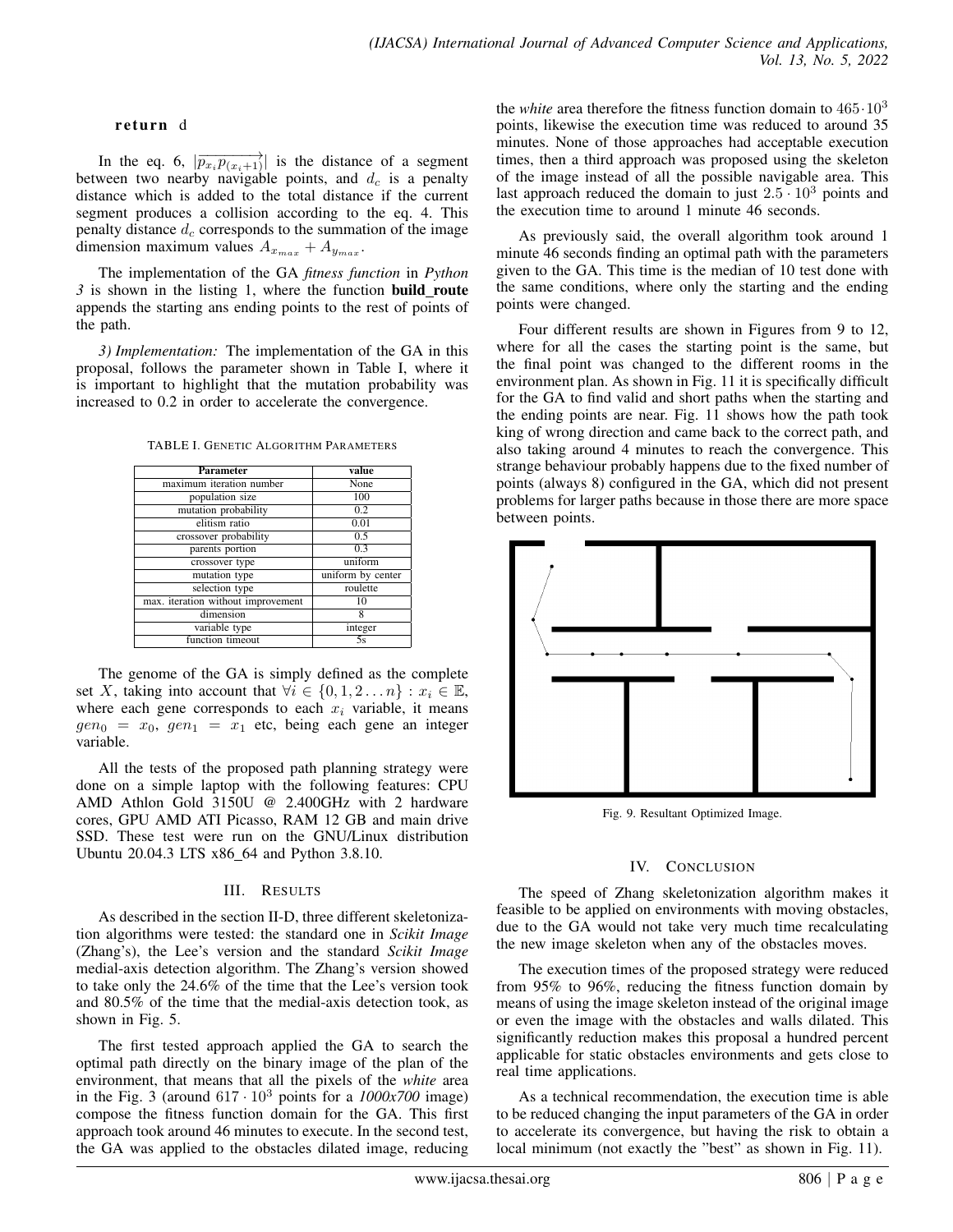**return** d

In the eq. 6, $|\overrightarrow{p_{x_i}p_{(x_i+1)}}|$ is the distance of a segment between two nearby navigable points, and $d_c$ is a penalty distance which is added to the total distance if the current segment produces a collision according to the eq. 4. This penalty distance $d_c$ corresponds to the summation of the image dimension maximum values $A_{x_{max}} + A_{y_{max}}$.

The implementation of the GA *fitness function* in *Python 3* is shown in the listing 1, where the function **build_route** appends the starting ans ending points to the rest of points of the path.

*3) Implementation:* The implementation of the GA in this proposal, follows the parameter shown in Table I, where it is important to highlight that the mutation probability was increased to 0.2 in order to accelerate the convergence.

TABLE I. GENETIC ALGORITHM PARAMETERS

| Parameter | value |
|---|---|
| maximum iteration number | None |
| population size | 100 |
| mutation probability | 0.2 |
| elitism ratio | 0.01 |
| crossover probability | 0.5 |
| parents portion | 0.3 |
| crossover type | uniform |
| mutation type | uniform by center |
| selection type | roulette |
| max. iteration without improvement | 10 |
| dimension | 8 |
| variable type | integer |
| function timeout | 5s |

The genome of the GA is simply defined as the complete set $X$, taking into account that $\forall i \in \{0, 1, 2 \ldots n\} : x_i \in \mathbb{E}$, where each gene corresponds to each $x_i$ variable, it means $gen_0 = x_0$, $gen_1 = x_1$ etc, being each gene an integer variable.

All the tests of the proposed path planning strategy were done on a simple laptop with the following features: CPU AMD Athlon Gold 3150U @ 2.400GHz with 2 hardware cores, GPU AMD ATI Picasso, RAM 12 GB and main drive SSD. These test were run on the GNU/Linux distribution Ubuntu 20.04.3 LTS x86_64 and Python 3.8.10.

## III. RESULTS

As described in the section II-D, three different skeletonization algorithms were tested: the standard one in *Scikit Image* (Zhang's), the Lee's version and the standard *Scikit Image* medial-axis detection algorithm. The Zhang's version showed to take only the 24.6% of the time that the Lee's version took and 80.5% of the time that the medial-axis detection took, as shown in Fig. 5.

The first tested approach applied the GA to search the optimal path directly on the binary image of the plan of the environment, that means that all the pixels of the *white* area in the Fig. 3 (around $617 \cdot 10^3$ points for a *1000x700* image) compose the fitness function domain for the GA. This first approach took around 46 minutes to execute. In the second test, the GA was applied to the obstacles dilated image, reducing the *white* area therefore the fitness function domain to $465 \cdot 10^3$ points, likewise the execution time was reduced to around 35 minutes. None of those approaches had acceptable execution times, then a third approach was proposed using the skeleton of the image instead of all the possible navigable area. This last approach reduced the domain to just $2.5 \cdot 10^3$ points and the execution time to around 1 minute 46 seconds.

As previously said, the overall algorithm took around 1 minute 46 seconds finding an optimal path with the parameters given to the GA. This time is the median of 10 test done with the same conditions, where only the starting and the ending points were changed.

Four different results are shown in Figures from 9 to 12, where for all the cases the starting point is the same, but the final point was changed to the different rooms in the environment plan. As shown in Fig. 11 it is specifically difficult for the GA to find valid and short paths when the starting and the ending points are near. Fig. 11 shows how the path took king of wrong direction and came back to the correct path, and also taking around 4 minutes to reach the convergence. This strange behaviour probably happens due to the fixed number of points (always 8) configured in the GA, which did not present problems for larger paths because in those there are more space between points.

Fig. 9. Resultant Optimized Image.

## IV. CONCLUSION

The speed of Zhang skeletonization algorithm makes it feasible to be applied on environments with moving obstacles, due to the GA would not take very much time recalculating the new image skeleton when any of the obstacles moves.

The execution times of the proposed strategy were reduced from 95% to 96%, reducing the fitness function domain by means of using the image skeleton instead of the original image or even the image with the obstacles and walls dilated. This significantly reduction makes this proposal a hundred percent applicable for static obstacles environments and gets close to real time applications.

As a technical recommendation, the execution time is able to be reduced changing the input parameters of the GA in order to accelerate its convergence, but having the risk to obtain a local minimum (not exactly the "best" as shown in Fig. 11).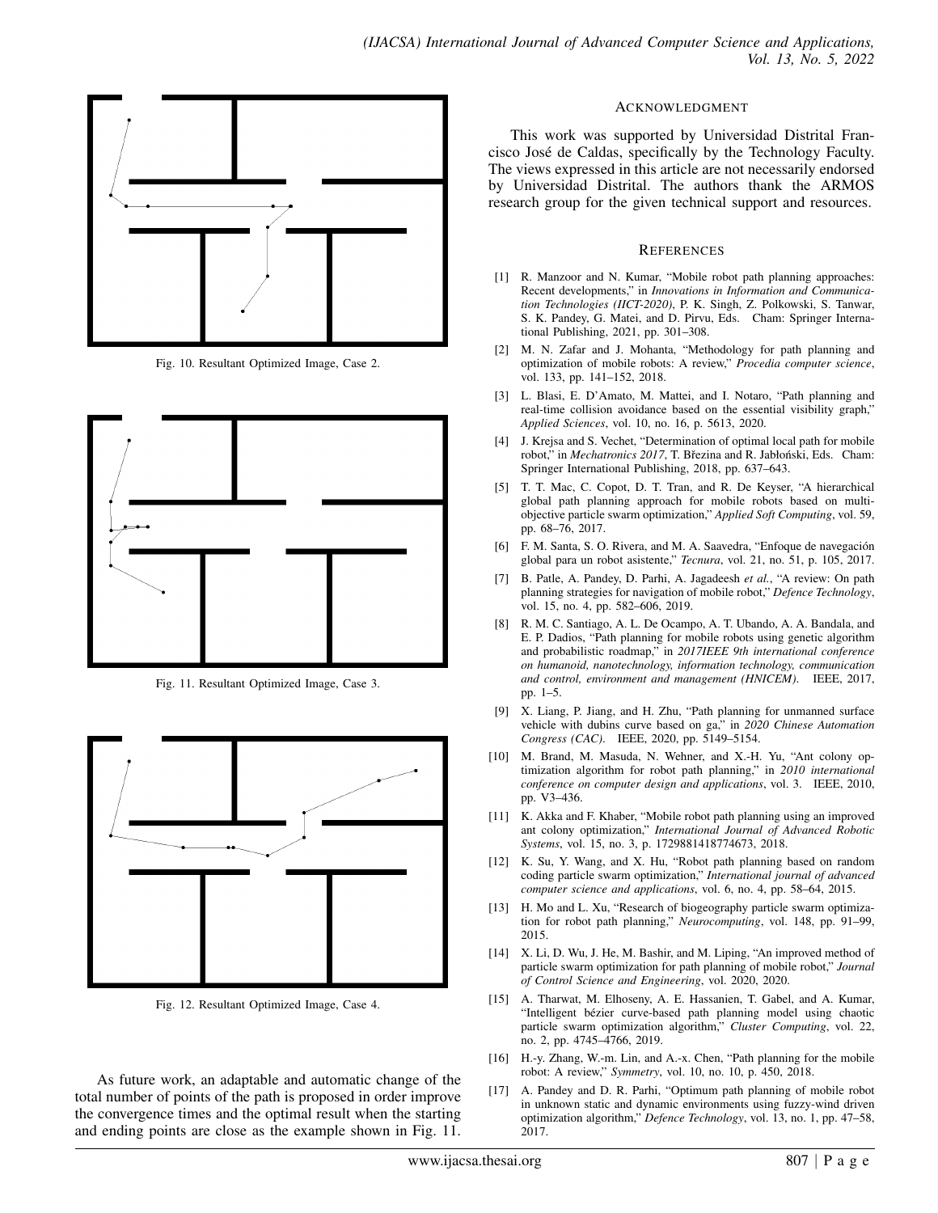Fig. 10. Resultant Optimized Image, Case 2.

Fig. 11. Resultant Optimized Image, Case 3.

Fig. 12. Resultant Optimized Image, Case 4.

As future work, an adaptable and automatic change of the total number of points of the path is proposed in order improve the convergence times and the optimal result when the starting and ending points are close as the example shown in Fig. 11.

## ACKNOWLEDGMENT

This work was supported by Universidad Distrital Francisco José de Caldas, specifically by the Technology Faculty. The views expressed in this article are not necessarily endorsed by Universidad Distrital. The authors thank the ARMOS research group for the given technical support and resources.

## REFERENCES

[1] R. Manzoor and N. Kumar, "Mobile robot path planning approaches: Recent developments," in *Innovations in Information and Communication Technologies (IICT-2020)*, P. K. Singh, Z. Polkowski, S. Tanwar, S. K. Pandey, G. Matei, and D. Pirvu, Eds. Cham: Springer International Publishing, 2021, pp. 301–308.

[2] M. N. Zafar and J. Mohanta, "Methodology for path planning and optimization of mobile robots: A review," *Procedia computer science*, vol. 133, pp. 141–152, 2018.

[3] L. Blasi, E. D'Amato, M. Mattei, and I. Notaro, "Path planning and real-time collision avoidance based on the essential visibility graph," *Applied Sciences*, vol. 10, no. 16, p. 5613, 2020.

[4] J. Krejsa and S. Vechet, "Determination of optimal local path for mobile robot," in *Mechatronics 2017*, T. Březina and R. Jabłoński, Eds. Cham: Springer International Publishing, 2018, pp. 637–643.

[5] T. T. Mac, C. Copot, D. T. Tran, and R. De Keyser, "A hierarchical global path planning approach for mobile robots based on multi-objective particle swarm optimization," *Applied Soft Computing*, vol. 59, pp. 68–76, 2017.

[6] F. M. Santa, S. O. Rivera, and M. A. Saavedra, "Enfoque de navegación global para un robot asistente," *Tecnura*, vol. 21, no. 51, p. 105, 2017.

[7] B. Patle, A. Pandey, D. Parhi, A. Jagadeesh *et al.*, "A review: On path planning strategies for navigation of mobile robot," *Defence Technology*, vol. 15, no. 4, pp. 582–606, 2019.

[8] R. M. C. Santiago, A. L. De Ocampo, A. T. Ubando, A. A. Bandala, and E. P. Dadios, "Path planning for mobile robots using genetic algorithm and probabilistic roadmap," in *2017IEEE 9th international conference on humanoid, nanotechnology, information technology, communication and control, environment and management (HNICEM)*. IEEE, 2017, pp. 1–5.

[9] X. Liang, P. Jiang, and H. Zhu, "Path planning for unmanned surface vehicle with dubins curve based on ga," in *2020 Chinese Automation Congress (CAC)*. IEEE, 2020, pp. 5149–5154.

[10] M. Brand, M. Masuda, N. Wehner, and X.-H. Yu, "Ant colony optimization algorithm for robot path planning," in *2010 international conference on computer design and applications*, vol. 3. IEEE, 2010, pp. V3–436.

[11] K. Akka and F. Khaber, "Mobile robot path planning using an improved ant colony optimization," *International Journal of Advanced Robotic Systems*, vol. 15, no. 3, p. 1729881418774673, 2018.

[12] K. Su, Y. Wang, and X. Hu, "Robot path planning based on random coding particle swarm optimization," *International journal of advanced computer science and applications*, vol. 6, no. 4, pp. 58–64, 2015.

[13] H. Mo and L. Xu, "Research of biogeography particle swarm optimization for robot path planning," *Neurocomputing*, vol. 148, pp. 91–99, 2015.

[14] X. Li, D. Wu, J. He, M. Bashir, and M. Liping, "An improved method of particle swarm optimization for path planning of mobile robot," *Journal of Control Science and Engineering*, vol. 2020, 2020.

[15] A. Tharwat, M. Elhoseny, A. E. Hassanien, T. Gabel, and A. Kumar, "Intelligent bézier curve-based path planning model using chaotic particle swarm optimization algorithm," *Cluster Computing*, vol. 22, no. 2, pp. 4745–4766, 2019.

[16] H.-y. Zhang, W.-m. Lin, and A.-x. Chen, "Path planning for the mobile robot: A review," *Symmetry*, vol. 10, no. 10, p. 450, 2018.

[17] A. Pandey and D. R. Parhi, "Optimum path planning of mobile robot in unknown static and dynamic environments using fuzzy-wind driven optimization algorithm," *Defence Technology*, vol. 13, no. 1, pp. 47–58, 2017.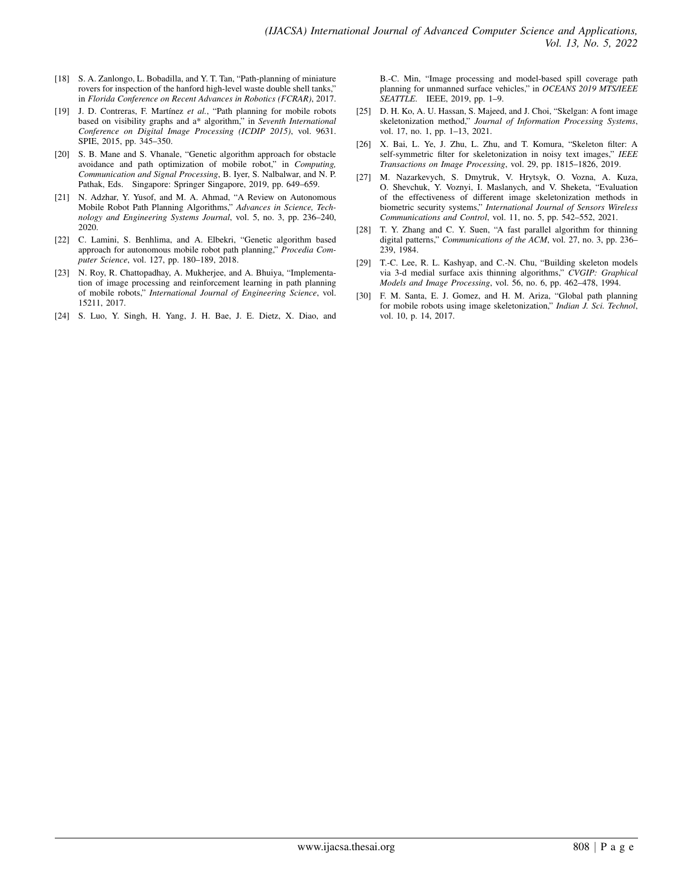[18] S. A. Zanlongo, L. Bobadilla, and Y. T. Tan, "Path-planning of miniature rovers for inspection of the hanford high-level waste double shell tanks," in *Florida Conference on Recent Advances in Robotics (FCRAR)*, 2017.

[19] J. D. Contreras, F. Martínez *et al.*, "Path planning for mobile robots based on visibility graphs and a* algorithm," in *Seventh International Conference on Digital Image Processing (ICDIP 2015)*, vol. 9631. SPIE, 2015, pp. 345–350.

[20] S. B. Mane and S. Vhanale, "Genetic algorithm approach for obstacle avoidance and path optimization of mobile robot," in *Computing, Communication and Signal Processing*, B. Iyer, S. Nalbalwar, and N. P. Pathak, Eds. Singapore: Springer Singapore, 2019, pp. 649–659.

[21] N. Adzhar, Y. Yusof, and M. A. Ahmad, "A Review on Autonomous Mobile Robot Path Planning Algorithms," *Advances in Science, Technology and Engineering Systems Journal*, vol. 5, no. 3, pp. 236–240, 2020.

[22] C. Lamini, S. Benhlima, and A. Elbekri, "Genetic algorithm based approach for autonomous mobile robot path planning," *Procedia Computer Science*, vol. 127, pp. 180–189, 2018.

[23] N. Roy, R. Chattopadhay, A. Mukherjee, and A. Bhuiya, "Implementation of image processing and reinforcement learning in path planning of mobile robots," *International Journal of Engineering Science*, vol. 15211, 2017.

[24] S. Luo, Y. Singh, H. Yang, J. H. Bae, J. E. Dietz, X. Diao, and B.-C. Min, "Image processing and model-based spill coverage path planning for unmanned surface vehicles," in *OCEANS 2019 MTS/IEEE SEATTLE*. IEEE, 2019, pp. 1–9.

[25] D. H. Ko, A. U. Hassan, S. Majeed, and J. Choi, "Skelgan: A font image skeletonization method," *Journal of Information Processing Systems*, vol. 17, no. 1, pp. 1–13, 2021.

[26] X. Bai, L. Ye, J. Zhu, L. Zhu, and T. Komura, "Skeleton filter: A self-symmetric filter for skeletonization in noisy text images," *IEEE Transactions on Image Processing*, vol. 29, pp. 1815–1826, 2019.

[27] M. Nazarkevych, S. Dmytruk, V. Hrytsyk, O. Vozna, A. Kuza, O. Shevchuk, Y. Voznyi, I. Maslanych, and V. Sheketa, "Evaluation of the effectiveness of different image skeletonization methods in biometric security systems," *International Journal of Sensors Wireless Communications and Control*, vol. 11, no. 5, pp. 542–552, 2021.

[28] T. Y. Zhang and C. Y. Suen, "A fast parallel algorithm for thinning digital patterns," *Communications of the ACM*, vol. 27, no. 3, pp. 236–239, 1984.

[29] T.-C. Lee, R. L. Kashyap, and C.-N. Chu, "Building skeleton models via 3-d medial surface axis thinning algorithms," *CVGIP: Graphical Models and Image Processing*, vol. 56, no. 6, pp. 462–478, 1994.

[30] F. M. Santa, E. J. Gomez, and H. M. Ariza, "Global path planning for mobile robots using image skeletonization," *Indian J. Sci. Technol*, vol. 10, p. 14, 2017.